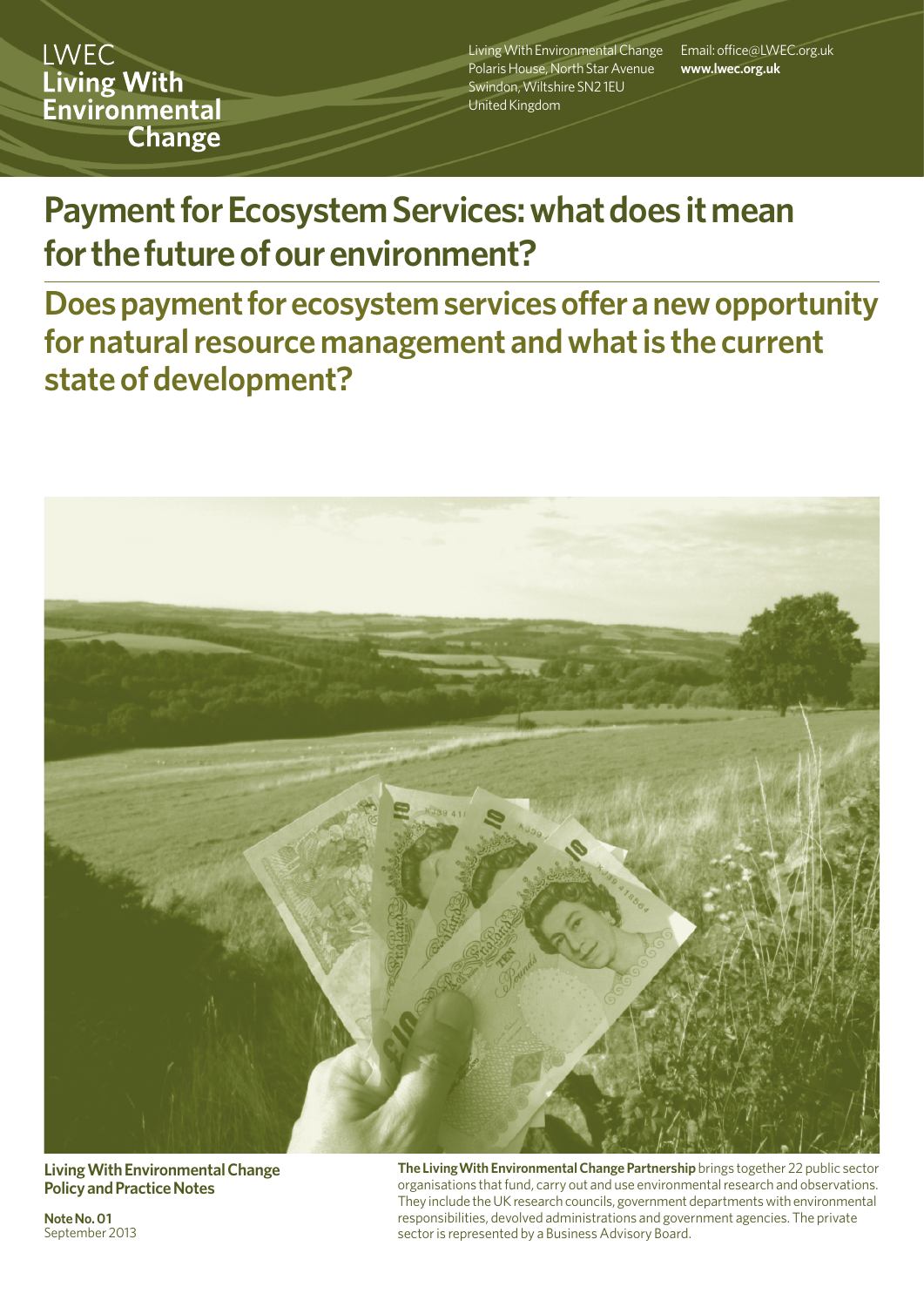LWEC
**Living With Environmental Change**

Living With Environmental Change
Polaris House, North Star Avenue
Swindon, Wiltshire SN2 1EU
United Kingdom

Email: office@LWEC.org.uk
**www.lwec.org.uk**

# Payment for Ecosystem Services: what does it mean for the future of our environment?

## Does payment for ecosystem services offer a new opportunity for natural resource management and what is the current state of development?

**Living With Environmental Change Policy and Practice Notes**

**Note No. 01**
September 2013

**The Living With Environmental Change Partnership** brings together 22 public sector organisations that fund, carry out and use environmental research and observations. They include the UK research councils, government departments with environmental responsibilities, devolved administrations and government agencies. The private sector is represented by a Business Advisory Board.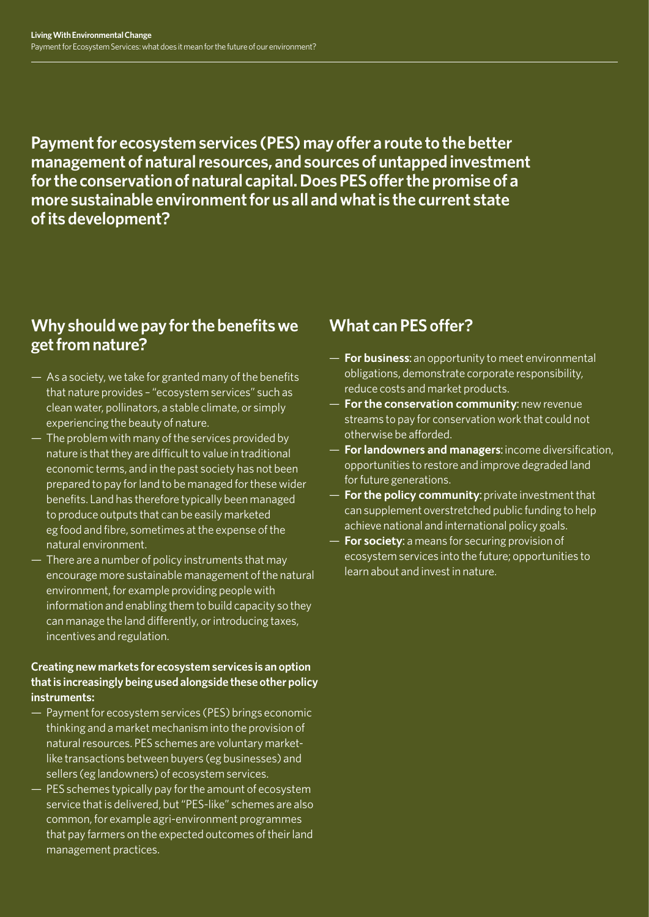**Payment for ecosystem services (PES) may offer a route to the better management of natural resources, and sources of untapped investment for the conservation of natural capital. Does PES offer the promise of a more sustainable environment for us all and what is the current state of its development?**

## Why should we pay for the benefits we get from nature?

- As a society, we take for granted many of the benefits that nature provides – "ecosystem services" such as clean water, pollinators, a stable climate, or simply experiencing the beauty of nature.
- The problem with many of the services provided by nature is that they are difficult to value in traditional economic terms, and in the past society has not been prepared to pay for land to be managed for these wider benefits. Land has therefore typically been managed to produce outputs that can be easily marketed eg food and fibre, sometimes at the expense of the natural environment.
- There are a number of policy instruments that may encourage more sustainable management of the natural environment, for example providing people with information and enabling them to build capacity so they can manage the land differently, or introducing taxes, incentives and regulation.

**Creating new markets for ecosystem services is an option that is increasingly being used alongside these other policy instruments:**

- Payment for ecosystem services (PES) brings economic thinking and a market mechanism into the provision of natural resources. PES schemes are voluntary market-like transactions between buyers (eg businesses) and sellers (eg landowners) of ecosystem services.
- PES schemes typically pay for the amount of ecosystem service that is delivered, but "PES-like" schemes are also common, for example agri-environment programmes that pay farmers on the expected outcomes of their land management practices.

## What can PES offer?

- **For business**: an opportunity to meet environmental obligations, demonstrate corporate responsibility, reduce costs and market products.
- **For the conservation community**: new revenue streams to pay for conservation work that could not otherwise be afforded.
- **For landowners and managers**: income diversification, opportunities to restore and improve degraded land for future generations.
- **For the policy community**: private investment that can supplement overstretched public funding to help achieve national and international policy goals.
- **For society**: a means for securing provision of ecosystem services into the future; opportunities to learn about and invest in nature.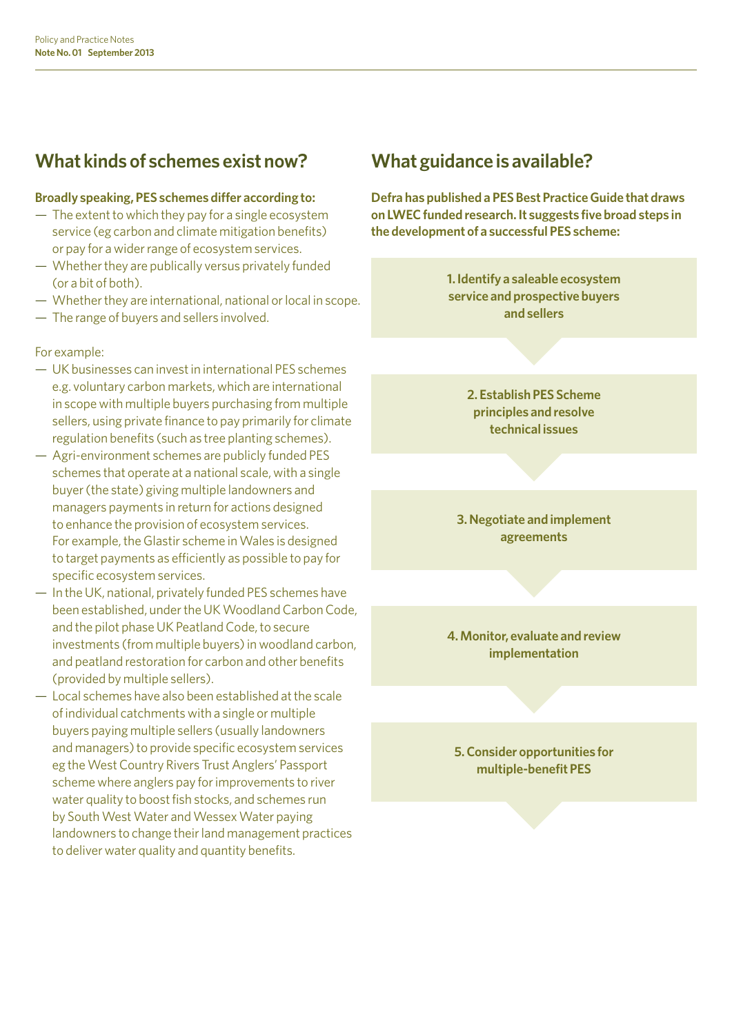## What kinds of schemes exist now?

**Broadly speaking, PES schemes differ according to:**

- The extent to which they pay for a single ecosystem service (eg carbon and climate mitigation benefits) or pay for a wider range of ecosystem services.
- Whether they are publically versus privately funded (or a bit of both).
- Whether they are international, national or local in scope.
- The range of buyers and sellers involved.

For example:

- UK businesses can invest in international PES schemes e.g. voluntary carbon markets, which are international in scope with multiple buyers purchasing from multiple sellers, using private finance to pay primarily for climate regulation benefits (such as tree planting schemes).
- Agri-environment schemes are publicly funded PES schemes that operate at a national scale, with a single buyer (the state) giving multiple landowners and managers payments in return for actions designed to enhance the provision of ecosystem services. For example, the Glastir scheme in Wales is designed to target payments as efficiently as possible to pay for specific ecosystem services.
- In the UK, national, privately funded PES schemes have been established, under the UK Woodland Carbon Code, and the pilot phase UK Peatland Code, to secure investments (from multiple buyers) in woodland carbon, and peatland restoration for carbon and other benefits (provided by multiple sellers).
- Local schemes have also been established at the scale of individual catchments with a single or multiple buyers paying multiple sellers (usually landowners and managers) to provide specific ecosystem services eg the West Country Rivers Trust Anglers' Passport scheme where anglers pay for improvements to river water quality to boost fish stocks, and schemes run by South West Water and Wessex Water paying landowners to change their land management practices to deliver water quality and quantity benefits.

## What guidance is available?

**Defra has published a PES Best Practice Guide that draws on LWEC funded research. It suggests five broad steps in the development of a successful PES scheme:**

1. **Identify a saleable ecosystem service and prospective buyers and sellers**
2. **Establish PES Scheme principles and resolve technical issues**
3. **Negotiate and implement agreements**
4. **Monitor, evaluate and review implementation**
5. **Consider opportunities for multiple-benefit PES**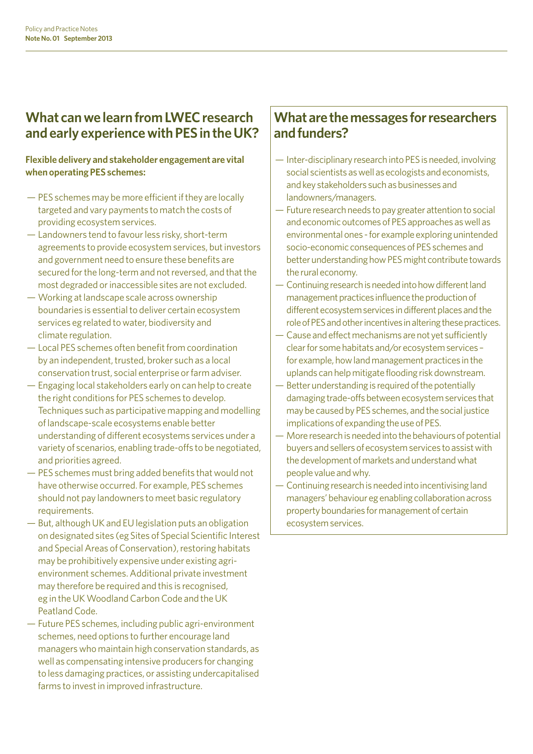## What can we learn from LWEC research and early experience with PES in the UK?

**Flexible delivery and stakeholder engagement are vital when operating PES schemes:**

- PES schemes may be more efficient if they are locally targeted and vary payments to match the costs of providing ecosystem services.
- Landowners tend to favour less risky, short-term agreements to provide ecosystem services, but investors and government need to ensure these benefits are secured for the long-term and not reversed, and that the most degraded or inaccessible sites are not excluded.
- Working at landscape scale across ownership boundaries is essential to deliver certain ecosystem services eg related to water, biodiversity and climate regulation.
- Local PES schemes often benefit from coordination by an independent, trusted, broker such as a local conservation trust, social enterprise or farm adviser.
- Engaging local stakeholders early on can help to create the right conditions for PES schemes to develop. Techniques such as participative mapping and modelling of landscape-scale ecosystems enable better understanding of different ecosystems services under a variety of scenarios, enabling trade-offs to be negotiated, and priorities agreed.
- PES schemes must bring added benefits that would not have otherwise occurred. For example, PES schemes should not pay landowners to meet basic regulatory requirements.
- But, although UK and EU legislation puts an obligation on designated sites (eg Sites of Special Scientific Interest and Special Areas of Conservation), restoring habitats may be prohibitively expensive under existing agri-environment schemes. Additional private investment may therefore be required and this is recognised, eg in the UK Woodland Carbon Code and the UK Peatland Code.
- Future PES schemes, including public agri-environment schemes, need options to further encourage land managers who maintain high conservation standards, as well as compensating intensive producers for changing to less damaging practices, or assisting undercapitalised farms to invest in improved infrastructure.

## What are the messages for researchers and funders?

- Inter-disciplinary research into PES is needed, involving social scientists as well as ecologists and economists, and key stakeholders such as businesses and landowners/managers.
- Future research needs to pay greater attention to social and economic outcomes of PES approaches as well as environmental ones - for example exploring unintended socio-economic consequences of PES schemes and better understanding how PES might contribute towards the rural economy.
- Continuing research is needed into how different land management practices influence the production of different ecosystem services in different places and the role of PES and other incentives in altering these practices.
- Cause and effect mechanisms are not yet sufficiently clear for some habitats and/or ecosystem services – for example, how land management practices in the uplands can help mitigate flooding risk downstream.
- Better understanding is required of the potentially damaging trade-offs between ecosystem services that may be caused by PES schemes, and the social justice implications of expanding the use of PES.
- More research is needed into the behaviours of potential buyers and sellers of ecosystem services to assist with the development of markets and understand what people value and why.
- Continuing research is needed into incentivising land managers' behaviour eg enabling collaboration across property boundaries for management of certain ecosystem services.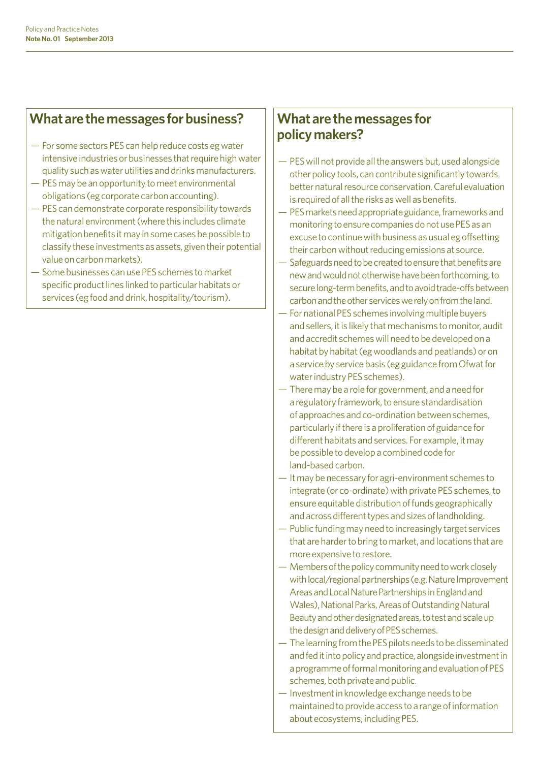## What are the messages for business?

- For some sectors PES can help reduce costs eg water intensive industries or businesses that require high water quality such as water utilities and drinks manufacturers.
- PES may be an opportunity to meet environmental obligations (eg corporate carbon accounting).
- PES can demonstrate corporate responsibility towards the natural environment (where this includes climate mitigation benefits it may in some cases be possible to classify these investments as assets, given their potential value on carbon markets).
- Some businesses can use PES schemes to market specific product lines linked to particular habitats or services (eg food and drink, hospitality/tourism).

## What are the messages for policy makers?

- PES will not provide all the answers but, used alongside other policy tools, can contribute significantly towards better natural resource conservation. Careful evaluation is required of all the risks as well as benefits.
- PES markets need appropriate guidance, frameworks and monitoring to ensure companies do not use PES as an excuse to continue with business as usual eg offsetting their carbon without reducing emissions at source.
- Safeguards need to be created to ensure that benefits are new and would not otherwise have been forthcoming, to secure long-term benefits, and to avoid trade-offs between carbon and the other services we rely on from the land.
- For national PES schemes involving multiple buyers and sellers, it is likely that mechanisms to monitor, audit and accredit schemes will need to be developed on a habitat by habitat (eg woodlands and peatlands) or on a service by service basis (eg guidance from Ofwat for water industry PES schemes).
- There may be a role for government, and a need for a regulatory framework, to ensure standardisation of approaches and co-ordination between schemes, particularly if there is a proliferation of guidance for different habitats and services. For example, it may be possible to develop a combined code for land-based carbon.
- It may be necessary for agri-environment schemes to integrate (or co-ordinate) with private PES schemes, to ensure equitable distribution of funds geographically and across different types and sizes of landholding.
- Public funding may need to increasingly target services that are harder to bring to market, and locations that are more expensive to restore.
- Members of the policy community need to work closely with local/regional partnerships (e.g. Nature Improvement Areas and Local Nature Partnerships in England and Wales), National Parks, Areas of Outstanding Natural Beauty and other designated areas, to test and scale up the design and delivery of PES schemes.
- The learning from the PES pilots needs to be disseminated and fed it into policy and practice, alongside investment in a programme of formal monitoring and evaluation of PES schemes, both private and public.
- Investment in knowledge exchange needs to be maintained to provide access to a range of information about ecosystems, including PES.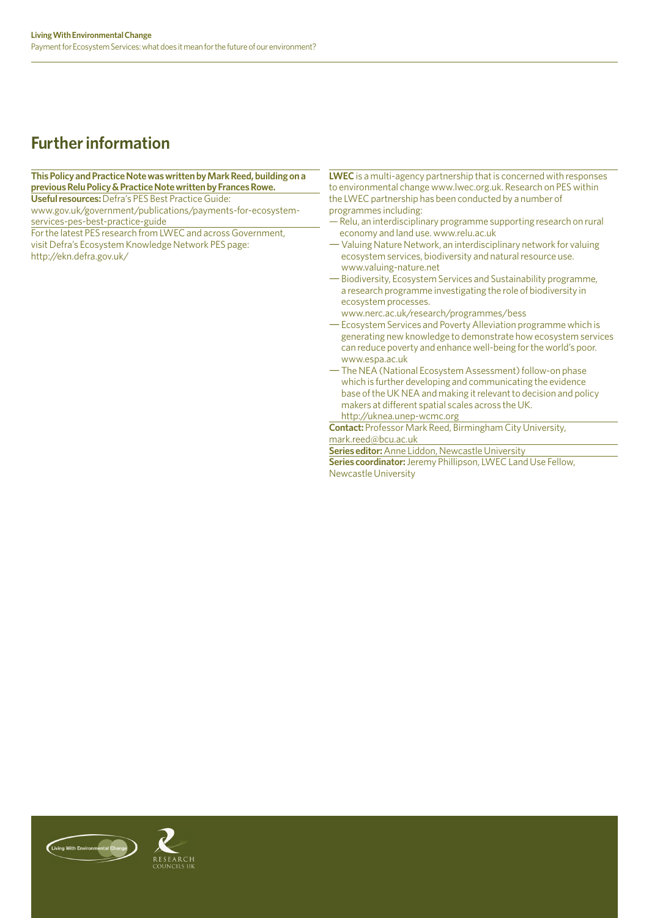## Further information

**This Policy and Practice Note was written by Mark Reed, building on a previous Relu Policy & Practice Note written by Frances Rowe.**

**Useful resources:** Defra's PES Best Practice Guide: www.gov.uk/government/publications/payments-for-ecosystem-services-pes-best-practice-guide

For the latest PES research from LWEC and across Government, visit Defra's Ecosystem Knowledge Network PES page: http://ekn.defra.gov.uk/

**LWEC** is a multi-agency partnership that is concerned with responses to environmental change www.lwec.org.uk. Research on PES within the LWEC partnership has been conducted by a number of programmes including:

- Relu, an interdisciplinary programme supporting research on rural economy and land use. www.relu.ac.uk
- Valuing Nature Network, an interdisciplinary network for valuing ecosystem services, biodiversity and natural resource use. www.valuing-nature.net
- Biodiversity, Ecosystem Services and Sustainability programme, a research programme investigating the role of biodiversity in ecosystem processes. www.nerc.ac.uk/research/programmes/bess
- Ecosystem Services and Poverty Alleviation programme which is generating new knowledge to demonstrate how ecosystem services can reduce poverty and enhance well-being for the world's poor. www.espa.ac.uk
- The NEA (National Ecosystem Assessment) follow-on phase which is further developing and communicating the evidence base of the UK NEA and making it relevant to decision and policy makers at different spatial scales across the UK. http://uknea.unep-wcmc.org

**Contact:** Professor Mark Reed, Birmingham City University, mark.reed@bcu.ac.uk

**Series editor:** Anne Liddon, Newcastle University

**Series coordinator:** Jeremy Phillipson, LWEC Land Use Fellow, Newcastle University